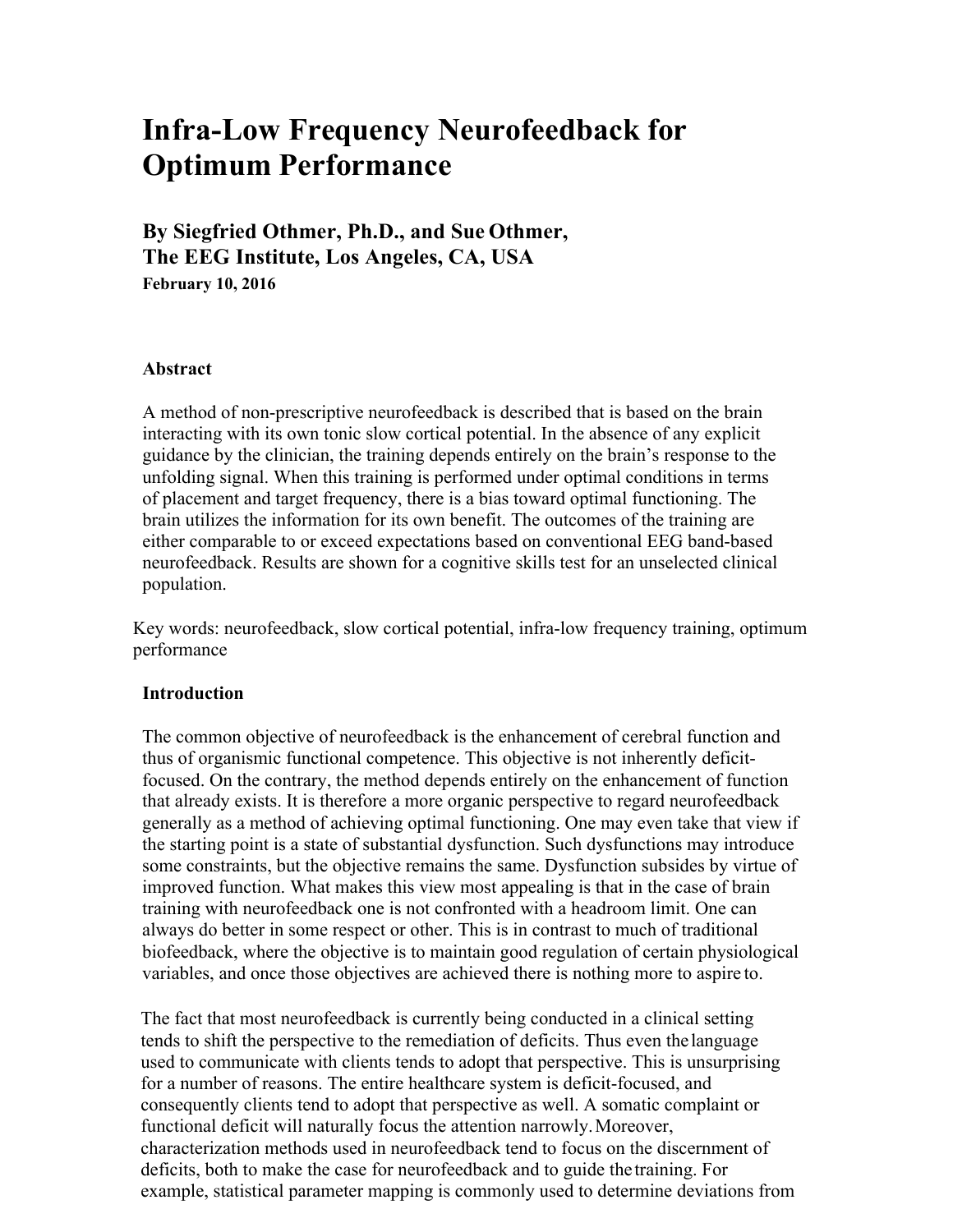# Infra-Low Frequency Neurofeedback for Optimum Performance

## By Siegfried Othmer, Ph.D., and Sue Othmer, The EEG Institute, Los Angeles, CA, USA

**February 10, 2016**

### Abstract

A method of non-prescriptive neurofeedback is described that is based on the brain interacting with its own tonic slow cortical potential. In the absence of any explicit guidance by the clinician, the training depends entirely on the brain's response to the unfolding signal. When this training is performed under optimal conditions in terms of placement and target frequency, there is a bias toward optimal functioning. The brain utilizes the information for its own benefit. The outcomes of the training are either comparable to or exceed expectations based on conventional EEG band-based neurofeedback. Results are shown for a cognitive skills test for an unselected clinical population.

Key words: neurofeedback, slow cortical potential, infra-low frequency training, optimum performance

### Introduction

The common objective of neurofeedback is the enhancement of cerebral function and thus of organismic functional competence. This objective is not inherently deficit-focused. On the contrary, the method depends entirely on the enhancement of function that already exists. It is therefore a more organic perspective to regard neurofeedback generally as a method of achieving optimal functioning. One may even take that view if the starting point is a state of substantial dysfunction. Such dysfunctions may introduce some constraints, but the objective remains the same. Dysfunction subsides by virtue of improved function. What makes this view most appealing is that in the case of brain training with neurofeedback one is not confronted with a headroom limit. One can always do better in some respect or other. This is in contrast to much of traditional biofeedback, where the objective is to maintain good regulation of certain physiological variables, and once those objectives are achieved there is nothing more to aspire to.

The fact that most neurofeedback is currently being conducted in a clinical setting tends to shift the perspective to the remediation of deficits. Thus even the language used to communicate with clients tends to adopt that perspective. This is unsurprising for a number of reasons. The entire healthcare system is deficit-focused, and consequently clients tend to adopt that perspective as well. A somatic complaint or functional deficit will naturally focus the attention narrowly. Moreover, characterization methods used in neurofeedback tend to focus on the discernment of deficits, both to make the case for neurofeedback and to guide the training. For example, statistical parameter mapping is commonly used to determine deviations from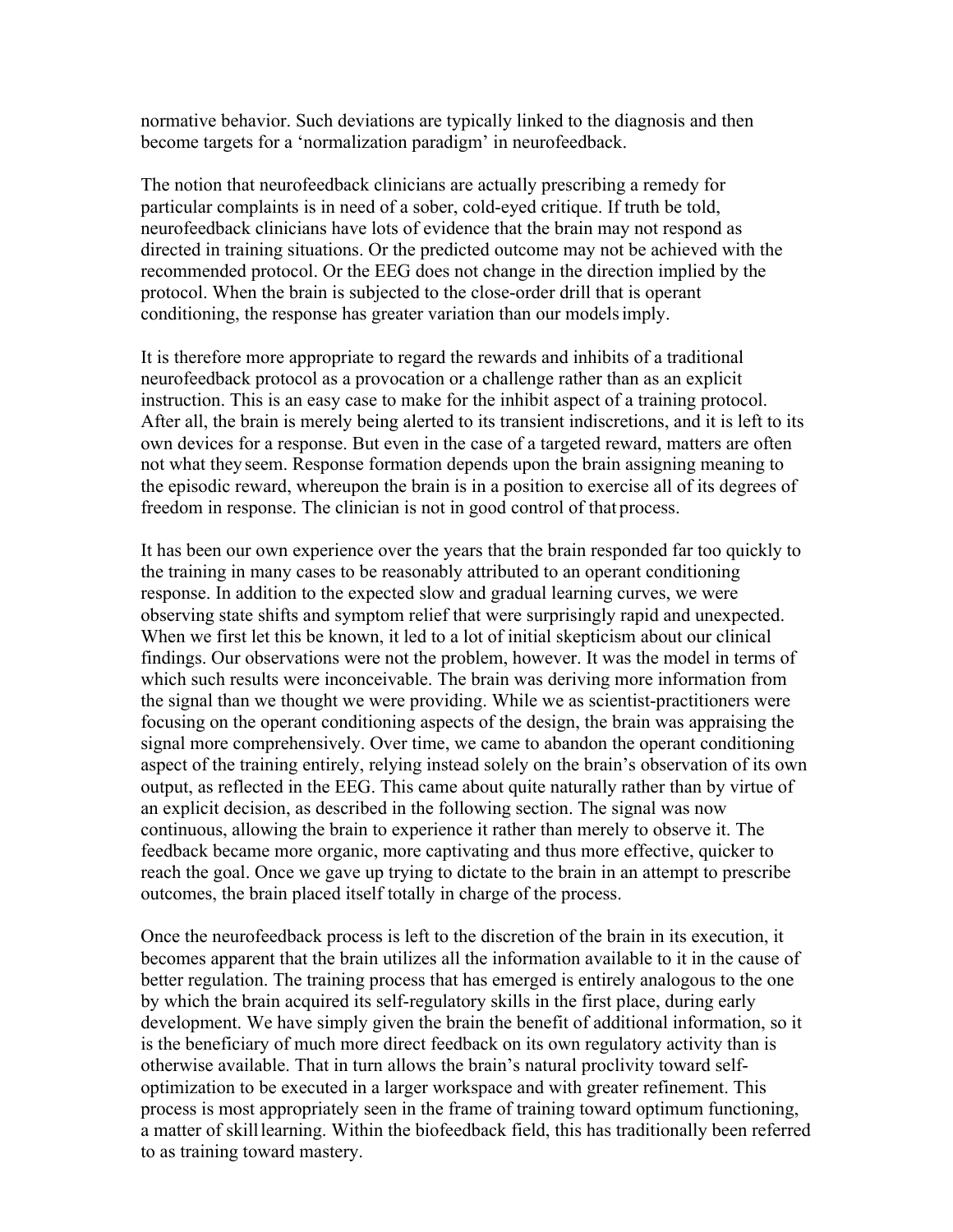normative behavior. Such deviations are typically linked to the diagnosis and then become targets for a 'normalization paradigm' in neurofeedback.

The notion that neurofeedback clinicians are actually prescribing a remedy for particular complaints is in need of a sober, cold-eyed critique. If truth be told, neurofeedback clinicians have lots of evidence that the brain may not respond as directed in training situations. Or the predicted outcome may not be achieved with the recommended protocol. Or the EEG does not change in the direction implied by the protocol. When the brain is subjected to the close-order drill that is operant conditioning, the response has greater variation than our models imply.

It is therefore more appropriate to regard the rewards and inhibits of a traditional neurofeedback protocol as a provocation or a challenge rather than as an explicit instruction. This is an easy case to make for the inhibit aspect of a training protocol. After all, the brain is merely being alerted to its transient indiscretions, and it is left to its own devices for a response. But even in the case of a targeted reward, matters are often not what they seem. Response formation depends upon the brain assigning meaning to the episodic reward, whereupon the brain is in a position to exercise all of its degrees of freedom in response. The clinician is not in good control of that process.

It has been our own experience over the years that the brain responded far too quickly to the training in many cases to be reasonably attributed to an operant conditioning response. In addition to the expected slow and gradual learning curves, we were observing state shifts and symptom relief that were surprisingly rapid and unexpected. When we first let this be known, it led to a lot of initial skepticism about our clinical findings. Our observations were not the problem, however. It was the model in terms of which such results were inconceivable. The brain was deriving more information from the signal than we thought we were providing. While we as scientist-practitioners were focusing on the operant conditioning aspects of the design, the brain was appraising the signal more comprehensively. Over time, we came to abandon the operant conditioning aspect of the training entirely, relying instead solely on the brain's observation of its own output, as reflected in the EEG. This came about quite naturally rather than by virtue of an explicit decision, as described in the following section. The signal was now continuous, allowing the brain to experience it rather than merely to observe it. The feedback became more organic, more captivating and thus more effective, quicker to reach the goal. Once we gave up trying to dictate to the brain in an attempt to prescribe outcomes, the brain placed itself totally in charge of the process.

Once the neurofeedback process is left to the discretion of the brain in its execution, it becomes apparent that the brain utilizes all the information available to it in the cause of better regulation. The training process that has emerged is entirely analogous to the one by which the brain acquired its self-regulatory skills in the first place, during early development. We have simply given the brain the benefit of additional information, so it is the beneficiary of much more direct feedback on its own regulatory activity than is otherwise available. That in turn allows the brain's natural proclivity toward self-optimization to be executed in a larger workspace and with greater refinement. This process is most appropriately seen in the frame of training toward optimum functioning, a matter of skill learning. Within the biofeedback field, this has traditionally been referred to as training toward mastery.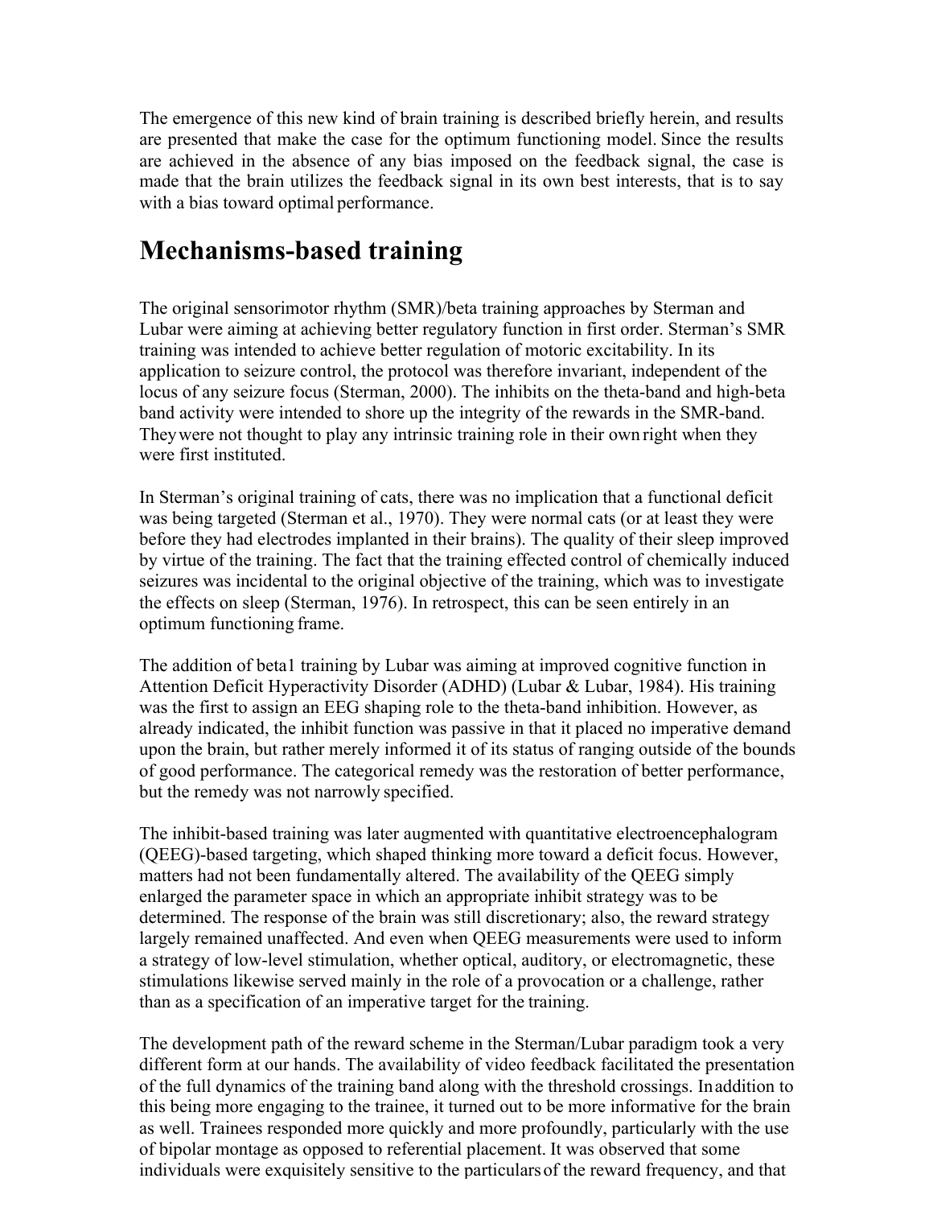The emergence of this new kind of brain training is described briefly herein, and results are presented that make the case for the optimum functioning model. Since the results are achieved in the absence of any bias imposed on the feedback signal, the case is made that the brain utilizes the feedback signal in its own best interests, that is to say with a bias toward optimal performance.

## Mechanisms-based training

The original sensorimotor rhythm (SMR)/beta training approaches by Sterman and Lubar were aiming at achieving better regulatory function in first order. Sterman's SMR training was intended to achieve better regulation of motoric excitability. In its application to seizure control, the protocol was therefore invariant, independent of the locus of any seizure focus (Sterman, 2000). The inhibits on the theta-band and high-beta band activity were intended to shore up the integrity of the rewards in the SMR-band. They were not thought to play any intrinsic training role in their own right when they were first instituted.

In Sterman's original training of cats, there was no implication that a functional deficit was being targeted (Sterman et al., 1970). They were normal cats (or at least they were before they had electrodes implanted in their brains). The quality of their sleep improved by virtue of the training. The fact that the training effected control of chemically induced seizures was incidental to the original objective of the training, which was to investigate the effects on sleep (Sterman, 1976). In retrospect, this can be seen entirely in an optimum functioning frame.

The addition of beta1 training by Lubar was aiming at improved cognitive function in Attention Deficit Hyperactivity Disorder (ADHD) (Lubar & Lubar, 1984). His training was the first to assign an EEG shaping role to the theta-band inhibition. However, as already indicated, the inhibit function was passive in that it placed no imperative demand upon the brain, but rather merely informed it of its status of ranging outside of the bounds of good performance. The categorical remedy was the restoration of better performance, but the remedy was not narrowly specified.

The inhibit-based training was later augmented with quantitative electroencephalogram (QEEG)-based targeting, which shaped thinking more toward a deficit focus. However, matters had not been fundamentally altered. The availability of the QEEG simply enlarged the parameter space in which an appropriate inhibit strategy was to be determined. The response of the brain was still discretionary; also, the reward strategy largely remained unaffected. And even when QEEG measurements were used to inform a strategy of low-level stimulation, whether optical, auditory, or electromagnetic, these stimulations likewise served mainly in the role of a provocation or a challenge, rather than as a specification of an imperative target for the training.

The development path of the reward scheme in the Sterman/Lubar paradigm took a very different form at our hands. The availability of video feedback facilitated the presentation of the full dynamics of the training band along with the threshold crossings. In addition to this being more engaging to the trainee, it turned out to be more informative for the brain as well. Trainees responded more quickly and more profoundly, particularly with the use of bipolar montage as opposed to referential placement. It was observed that some individuals were exquisitely sensitive to the particulars of the reward frequency, and that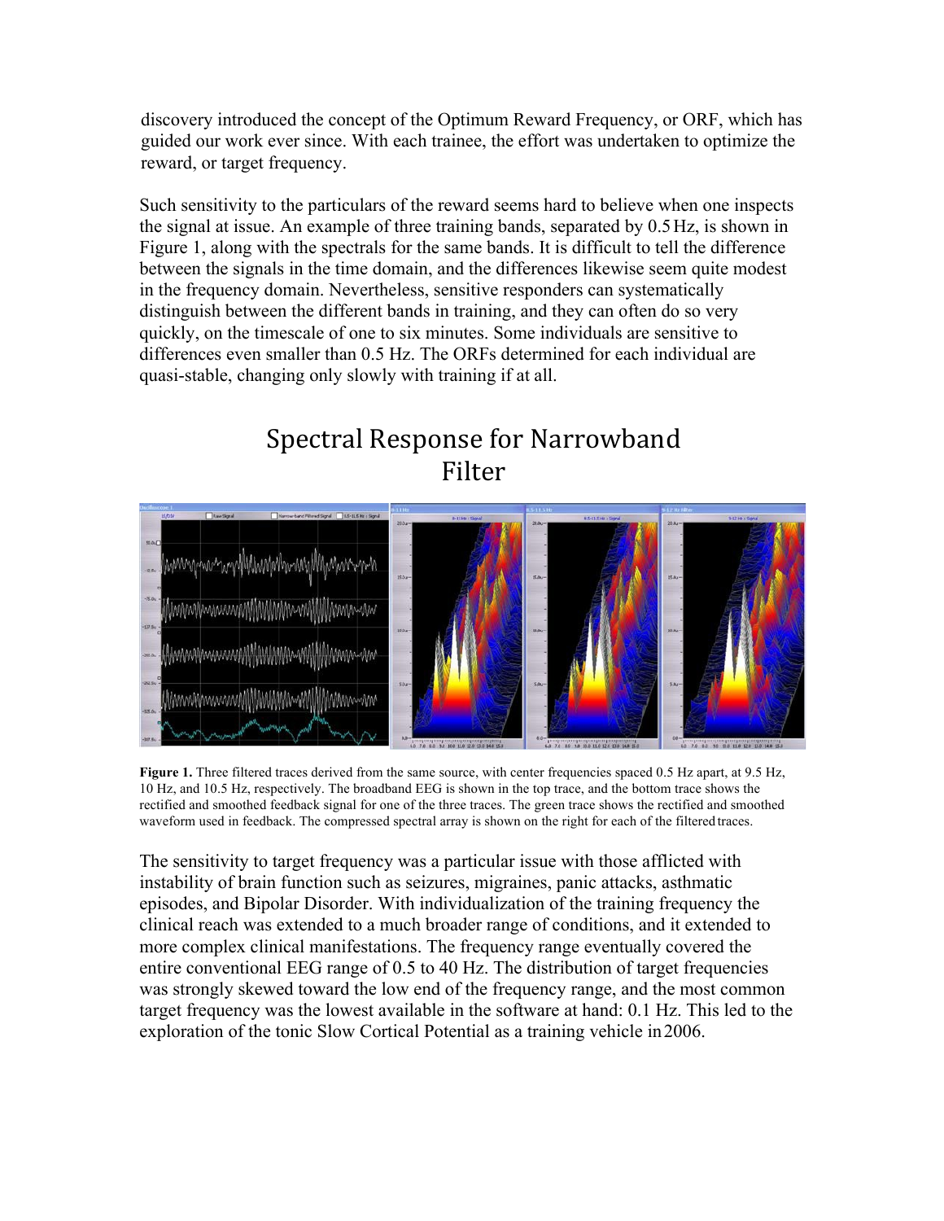discovery introduced the concept of the Optimum Reward Frequency, or ORF, which has guided our work ever since. With each trainee, the effort was undertaken to optimize the reward, or target frequency.

Such sensitivity to the particulars of the reward seems hard to believe when one inspects the signal at issue. An example of three training bands, separated by 0.5 Hz, is shown in Figure 1, along with the spectrals for the same bands. It is difficult to tell the difference between the signals in the time domain, and the differences likewise seem quite modest in the frequency domain. Nevertheless, sensitive responders can systematically distinguish between the different bands in training, and they can often do so very quickly, on the timescale of one to six minutes. Some individuals are sensitive to differences even smaller than 0.5 Hz. The ORFs determined for each individual are quasi-stable, changing only slowly with training if at all.

## Spectral Response for Narrowband Filter

**Figure 1.** Three filtered traces derived from the same source, with center frequencies spaced 0.5 Hz apart, at 9.5 Hz, 10 Hz, and 10.5 Hz, respectively. The broadband EEG is shown in the top trace, and the bottom trace shows the rectified and smoothed feedback signal for one of the three traces. The green trace shows the rectified and smoothed waveform used in feedback. The compressed spectral array is shown on the right for each of the filtered traces.

The sensitivity to target frequency was a particular issue with those afflicted with instability of brain function such as seizures, migraines, panic attacks, asthmatic episodes, and Bipolar Disorder. With individualization of the training frequency the clinical reach was extended to a much broader range of conditions, and it extended to more complex clinical manifestations. The frequency range eventually covered the entire conventional EEG range of 0.5 to 40 Hz. The distribution of target frequencies was strongly skewed toward the low end of the frequency range, and the most common target frequency was the lowest available in the software at hand: 0.1 Hz. This led to the exploration of the tonic Slow Cortical Potential as a training vehicle in 2006.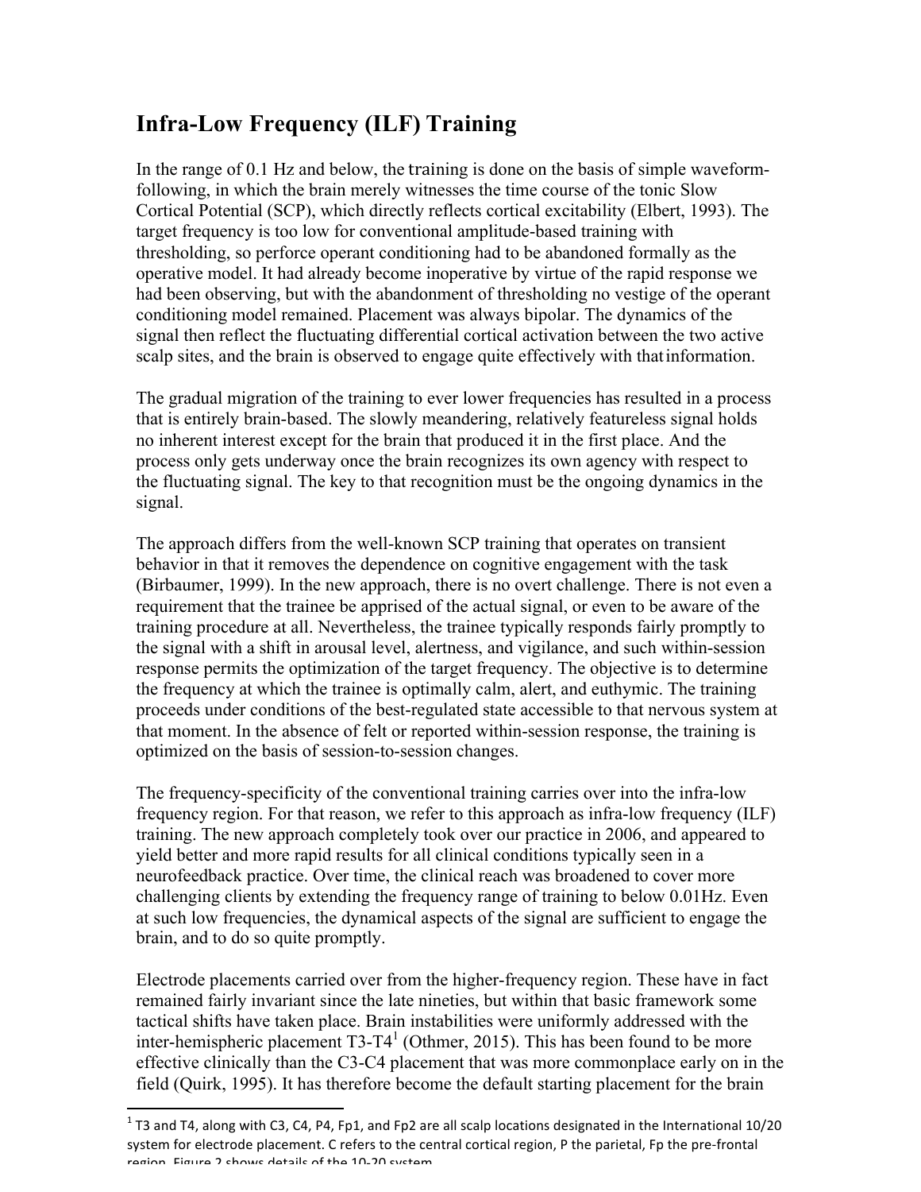## Infra-Low Frequency (ILF) Training

In the range of 0.1 Hz and below, the training is done on the basis of simple waveform-following, in which the brain merely witnesses the time course of the tonic Slow Cortical Potential (SCP), which directly reflects cortical excitability (Elbert, 1993). The target frequency is too low for conventional amplitude-based training with thresholding, so perforce operant conditioning had to be abandoned formally as the operative model. It had already become inoperative by virtue of the rapid response we had been observing, but with the abandonment of thresholding no vestige of the operant conditioning model remained. Placement was always bipolar. The dynamics of the signal then reflect the fluctuating differential cortical activation between the two active scalp sites, and the brain is observed to engage quite effectively with that information.

The gradual migration of the training to ever lower frequencies has resulted in a process that is entirely brain-based. The slowly meandering, relatively featureless signal holds no inherent interest except for the brain that produced it in the first place. And the process only gets underway once the brain recognizes its own agency with respect to the fluctuating signal. The key to that recognition must be the ongoing dynamics in the signal.

The approach differs from the well-known SCP training that operates on transient behavior in that it removes the dependence on cognitive engagement with the task (Birbaumer, 1999). In the new approach, there is no overt challenge. There is not even a requirement that the trainee be apprised of the actual signal, or even to be aware of the training procedure at all. Nevertheless, the trainee typically responds fairly promptly to the signal with a shift in arousal level, alertness, and vigilance, and such within-session response permits the optimization of the target frequency. The objective is to determine the frequency at which the trainee is optimally calm, alert, and euthymic. The training proceeds under conditions of the best-regulated state accessible to that nervous system at that moment. In the absence of felt or reported within-session response, the training is optimized on the basis of session-to-session changes.

The frequency-specificity of the conventional training carries over into the infra-low frequency region. For that reason, we refer to this approach as infra-low frequency (ILF) training. The new approach completely took over our practice in 2006, and appeared to yield better and more rapid results for all clinical conditions typically seen in a neurofeedback practice. Over time, the clinical reach was broadened to cover more challenging clients by extending the frequency range of training to below 0.01Hz. Even at such low frequencies, the dynamical aspects of the signal are sufficient to engage the brain, and to do so quite promptly.

Electrode placements carried over from the higher-frequency region. These have in fact remained fairly invariant since the late nineties, but within that basic framework some tactical shifts have taken place. Brain instabilities were uniformly addressed with the inter-hemispheric placement T3-T4[1] (Othmer, 2015). This has been found to be more effective clinically than the C3-C4 placement that was more commonplace early on in the field (Quirk, 1995). It has therefore become the default starting placement for the brain

[1] T3 and T4, along with C3, C4, P4, Fp1, and Fp2 are all scalp locations designated in the International 10/20 system for electrode placement. C refers to the central cortical region, P the parietal, Fp the pre-frontal region. Figure 2 shows details of the 10-20 system.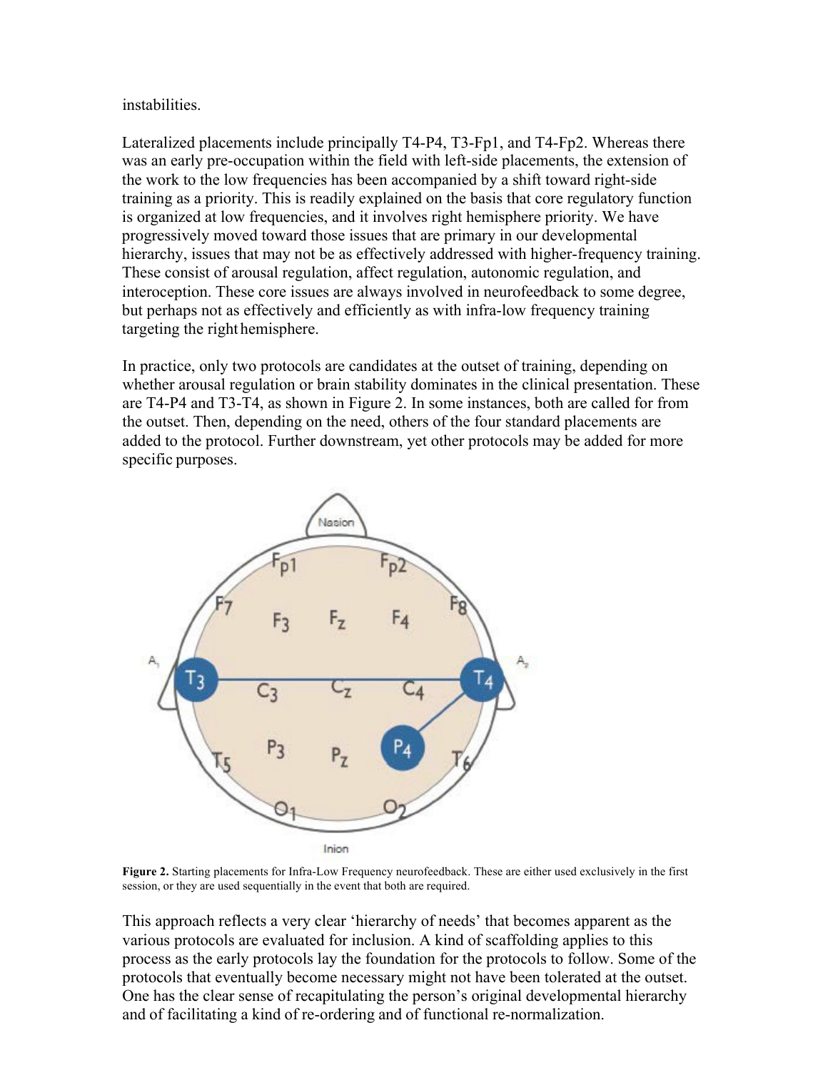instabilities.

Lateralized placements include principally T4-P4, T3-Fp1, and T4-Fp2. Whereas there was an early pre-occupation within the field with left-side placements, the extension of the work to the low frequencies has been accompanied by a shift toward right-side training as a priority. This is readily explained on the basis that core regulatory function is organized at low frequencies, and it involves right hemisphere priority. We have progressively moved toward those issues that are primary in our developmental hierarchy, issues that may not be as effectively addressed with higher-frequency training. These consist of arousal regulation, affect regulation, autonomic regulation, and interoception. These core issues are always involved in neurofeedback to some degree, but perhaps not as effectively and efficiently as with infra-low frequency training targeting the right hemisphere.

In practice, only two protocols are candidates at the outset of training, depending on whether arousal regulation or brain stability dominates in the clinical presentation. These are T4-P4 and T3-T4, as shown in Figure 2. In some instances, both are called for from the outset. Then, depending on the need, others of the four standard placements are added to the protocol. Further downstream, yet other protocols may be added for more specific purposes.

**Figure 2.** Starting placements for Infra-Low Frequency neurofeedback. These are either used exclusively in the first session, or they are used sequentially in the event that both are required.

This approach reflects a very clear 'hierarchy of needs' that becomes apparent as the various protocols are evaluated for inclusion. A kind of scaffolding applies to this process as the early protocols lay the foundation for the protocols to follow. Some of the protocols that eventually become necessary might not have been tolerated at the outset. One has the clear sense of recapitulating the person's original developmental hierarchy and of facilitating a kind of re-ordering and of functional re-normalization.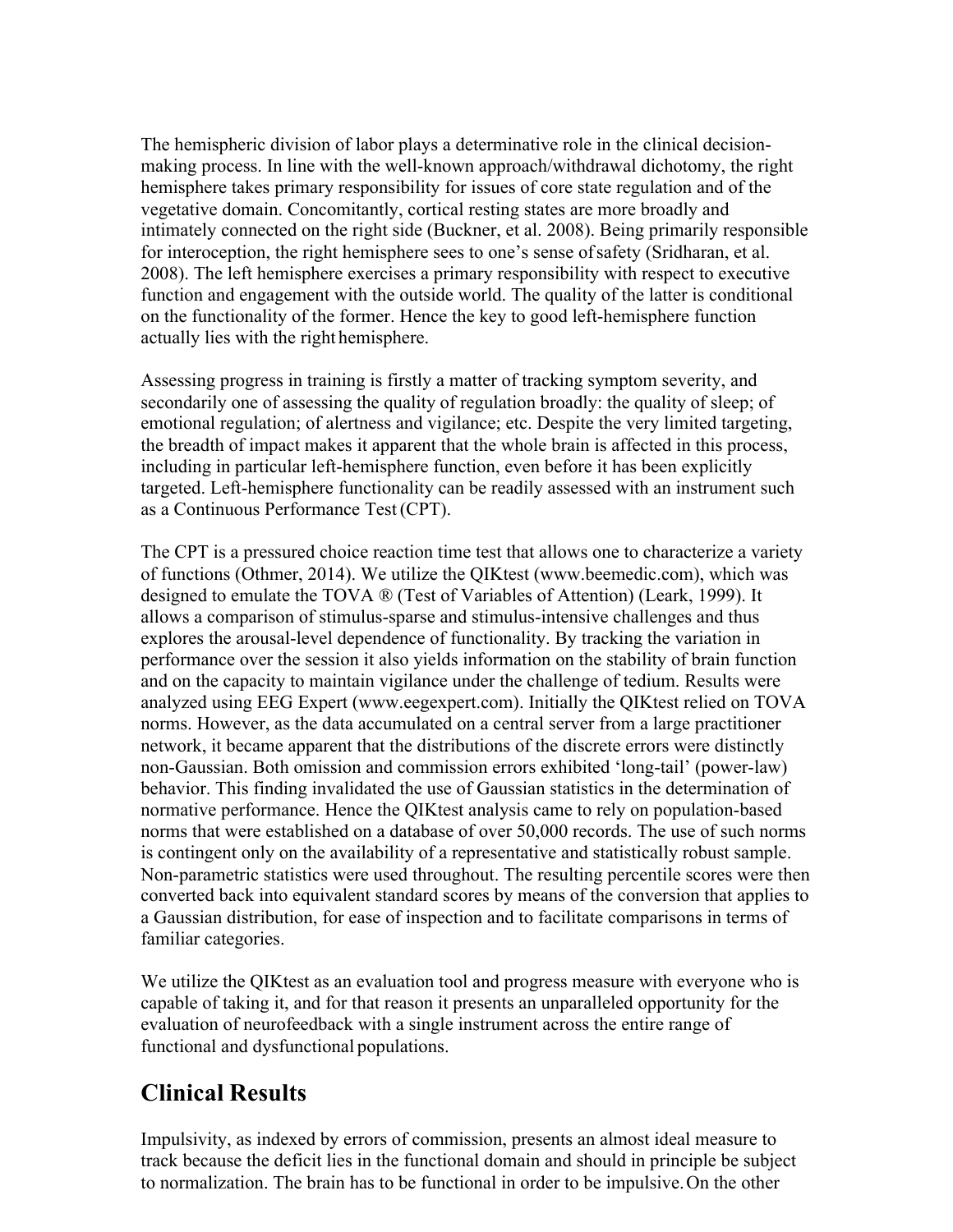The hemispheric division of labor plays a determinative role in the clinical decision-making process. In line with the well-known approach/withdrawal dichotomy, the right hemisphere takes primary responsibility for issues of core state regulation and of the vegetative domain. Concomitantly, cortical resting states are more broadly and intimately connected on the right side (Buckner, et al. 2008). Being primarily responsible for interoception, the right hemisphere sees to one's sense of safety (Sridharan, et al. 2008). The left hemisphere exercises a primary responsibility with respect to executive function and engagement with the outside world. The quality of the latter is conditional on the functionality of the former. Hence the key to good left-hemisphere function actually lies with the right hemisphere.

Assessing progress in training is firstly a matter of tracking symptom severity, and secondarily one of assessing the quality of regulation broadly: the quality of sleep; of emotional regulation; of alertness and vigilance; etc. Despite the very limited targeting, the breadth of impact makes it apparent that the whole brain is affected in this process, including in particular left-hemisphere function, even before it has been explicitly targeted. Left-hemisphere functionality can be readily assessed with an instrument such as a Continuous Performance Test (CPT).

The CPT is a pressured choice reaction time test that allows one to characterize a variety of functions (Othmer, 2014). We utilize the QIKtest (www.beemedic.com), which was designed to emulate the TOVA ® (Test of Variables of Attention) (Leark, 1999). It allows a comparison of stimulus-sparse and stimulus-intensive challenges and thus explores the arousal-level dependence of functionality. By tracking the variation in performance over the session it also yields information on the stability of brain function and on the capacity to maintain vigilance under the challenge of tedium. Results were analyzed using EEG Expert (www.eegexpert.com). Initially the QIKtest relied on TOVA norms. However, as the data accumulated on a central server from a large practitioner network, it became apparent that the distributions of the discrete errors were distinctly non-Gaussian. Both omission and commission errors exhibited 'long-tail' (power-law) behavior. This finding invalidated the use of Gaussian statistics in the determination of normative performance. Hence the QIKtest analysis came to rely on population-based norms that were established on a database of over 50,000 records. The use of such norms is contingent only on the availability of a representative and statistically robust sample. Non-parametric statistics were used throughout. The resulting percentile scores were then converted back into equivalent standard scores by means of the conversion that applies to a Gaussian distribution, for ease of inspection and to facilitate comparisons in terms of familiar categories.

We utilize the QIKtest as an evaluation tool and progress measure with everyone who is capable of taking it, and for that reason it presents an unparalleled opportunity for the evaluation of neurofeedback with a single instrument across the entire range of functional and dysfunctional populations.

## Clinical Results

Impulsivity, as indexed by errors of commission, presents an almost ideal measure to track because the deficit lies in the functional domain and should in principle be subject to normalization. The brain has to be functional in order to be impulsive. On the other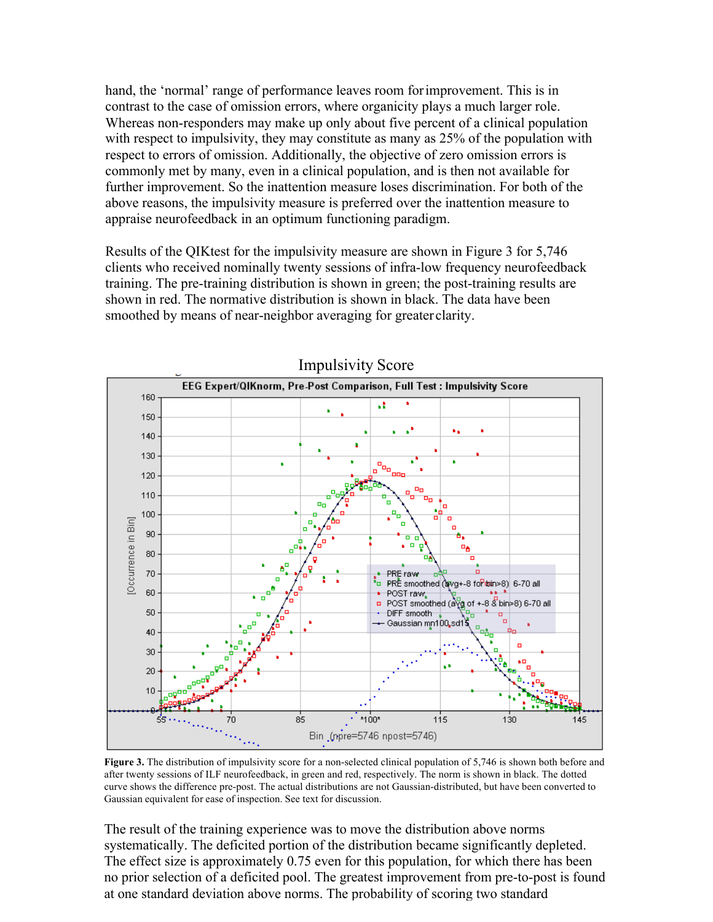hand, the 'normal' range of performance leaves room for improvement. This is in contrast to the case of omission errors, where organicity plays a much larger role. Whereas non-responders may make up only about five percent of a clinical population with respect to impulsivity, they may constitute as many as 25% of the population with respect to errors of omission. Additionally, the objective of zero omission errors is commonly met by many, even in a clinical population, and is then not available for further improvement. So the inattention measure loses discrimination. For both of the above reasons, the impulsivity measure is preferred over the inattention measure to appraise neurofeedback in an optimum functioning paradigm.

Results of the QIKtest for the impulsivity measure are shown in Figure 3 for 5,746 clients who received nominally twenty sessions of infra-low frequency neurofeedback training. The pre-training distribution is shown in green; the post-training results are shown in red. The normative distribution is shown in black. The data have been smoothed by means of near-neighbor averaging for greater clarity.

**Figure 3.** The distribution of impulsivity score for a non-selected clinical population of 5,746 is shown both before and after twenty sessions of ILF neurofeedback, in green and red, respectively. The norm is shown in black. The dotted curve shows the difference pre-post. The actual distributions are not Gaussian-distributed, but have been converted to Gaussian equivalent for ease of inspection. See text for discussion.

The result of the training experience was to move the distribution above norms systematically. The deficited portion of the distribution became significantly depleted. The effect size is approximately 0.75 even for this population, for which there has been no prior selection of a deficited pool. The greatest improvement from pre-to-post is found at one standard deviation above norms. The probability of scoring two standard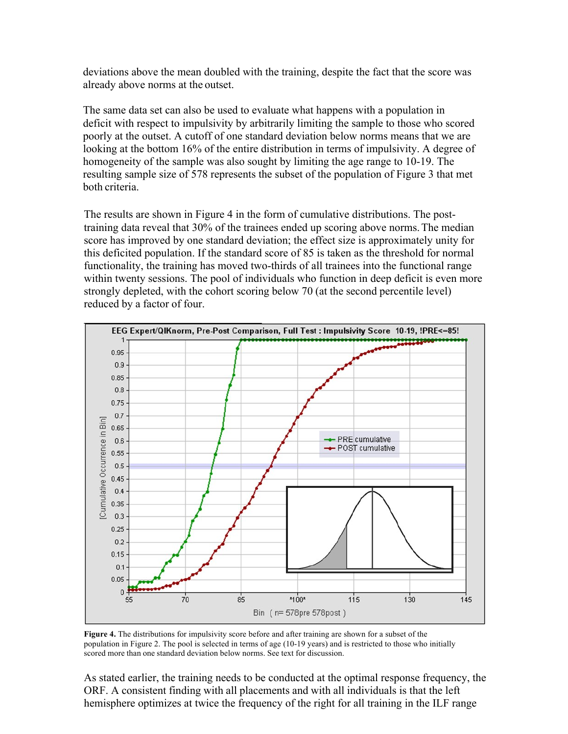deviations above the mean doubled with the training, despite the fact that the score was already above norms at the outset.

The same data set can also be used to evaluate what happens with a population in deficit with respect to impulsivity by arbitrarily limiting the sample to those who scored poorly at the outset. A cutoff of one standard deviation below norms means that we are looking at the bottom 16% of the entire distribution in terms of impulsivity. A degree of homogeneity of the sample was also sought by limiting the age range to 10-19. The resulting sample size of 578 represents the subset of the population of Figure 3 that met both criteria.

The results are shown in Figure 4 in the form of cumulative distributions. The post-training data reveal that 30% of the trainees ended up scoring above norms. The median score has improved by one standard deviation; the effect size is approximately unity for this deficited population. If the standard score of 85 is taken as the threshold for normal functionality, the training has moved two-thirds of all trainees into the functional range within twenty sessions. The pool of individuals who function in deep deficit is even more strongly depleted, with the cohort scoring below 70 (at the second percentile level) reduced by a factor of four.

**Figure 4.** The distributions for impulsivity score before and after training are shown for a subset of the population in Figure 2. The pool is selected in terms of age (10-19 years) and is restricted to those who initially scored more than one standard deviation below norms. See text for discussion.

As stated earlier, the training needs to be conducted at the optimal response frequency, the ORF. A consistent finding with all placements and with all individuals is that the left hemisphere optimizes at twice the frequency of the right for all training in the ILF range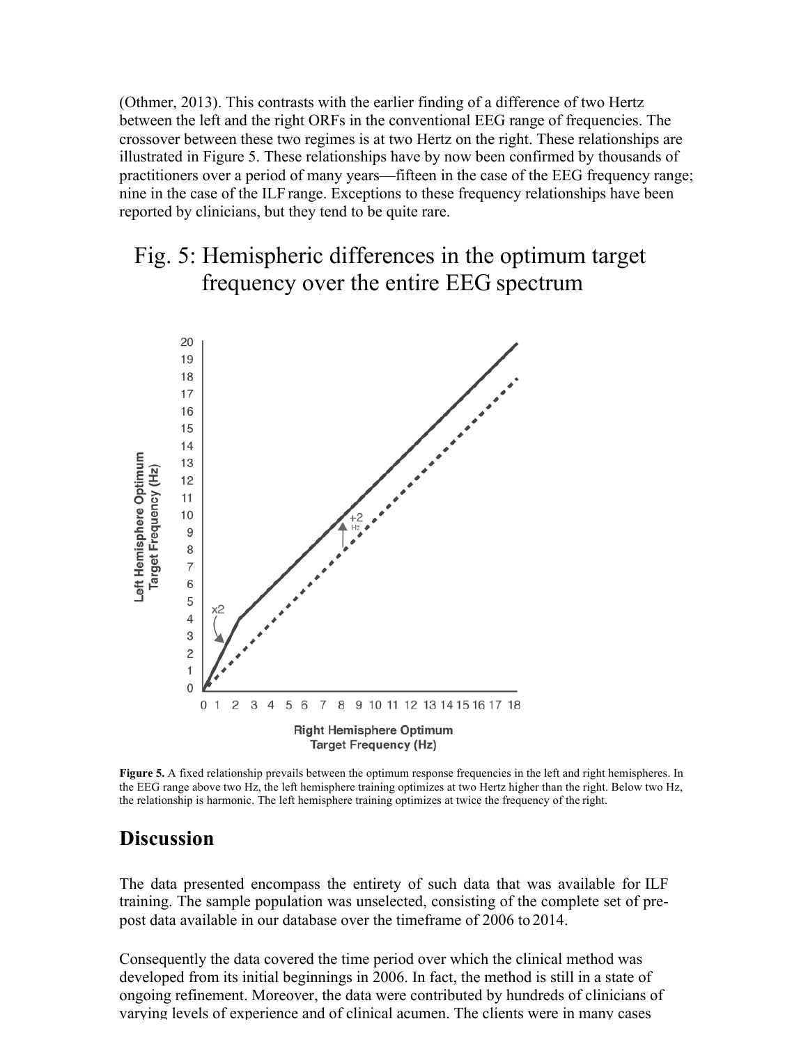(Othmer, 2013). This contrasts with the earlier finding of a difference of two Hertz between the left and the right ORFs in the conventional EEG range of frequencies. The crossover between these two regimes is at two Hertz on the right. These relationships are illustrated in Figure 5. These relationships have by now been confirmed by thousands of practitioners over a period of many years—fifteen in the case of the EEG frequency range; nine in the case of the ILF range. Exceptions to these frequency relationships have been reported by clinicians, but they tend to be quite rare.

## Fig. 5: Hemispheric differences in the optimum target frequency over the entire EEG spectrum

**Figure 5.** A fixed relationship prevails between the optimum response frequencies in the left and right hemispheres. In the EEG range above two Hz, the left hemisphere training optimizes at two Hertz higher than the right. Below two Hz, the relationship is harmonic. The left hemisphere training optimizes at twice the frequency of the right.

## Discussion

The data presented encompass the entirety of such data that was available for ILF training. The sample population was unselected, consisting of the complete set of pre-post data available in our database over the timeframe of 2006 to 2014.

Consequently the data covered the time period over which the clinical method was developed from its initial beginnings in 2006. In fact, the method is still in a state of ongoing refinement. Moreover, the data were contributed by hundreds of clinicians of varying levels of experience and of clinical acumen. The clients were in many cases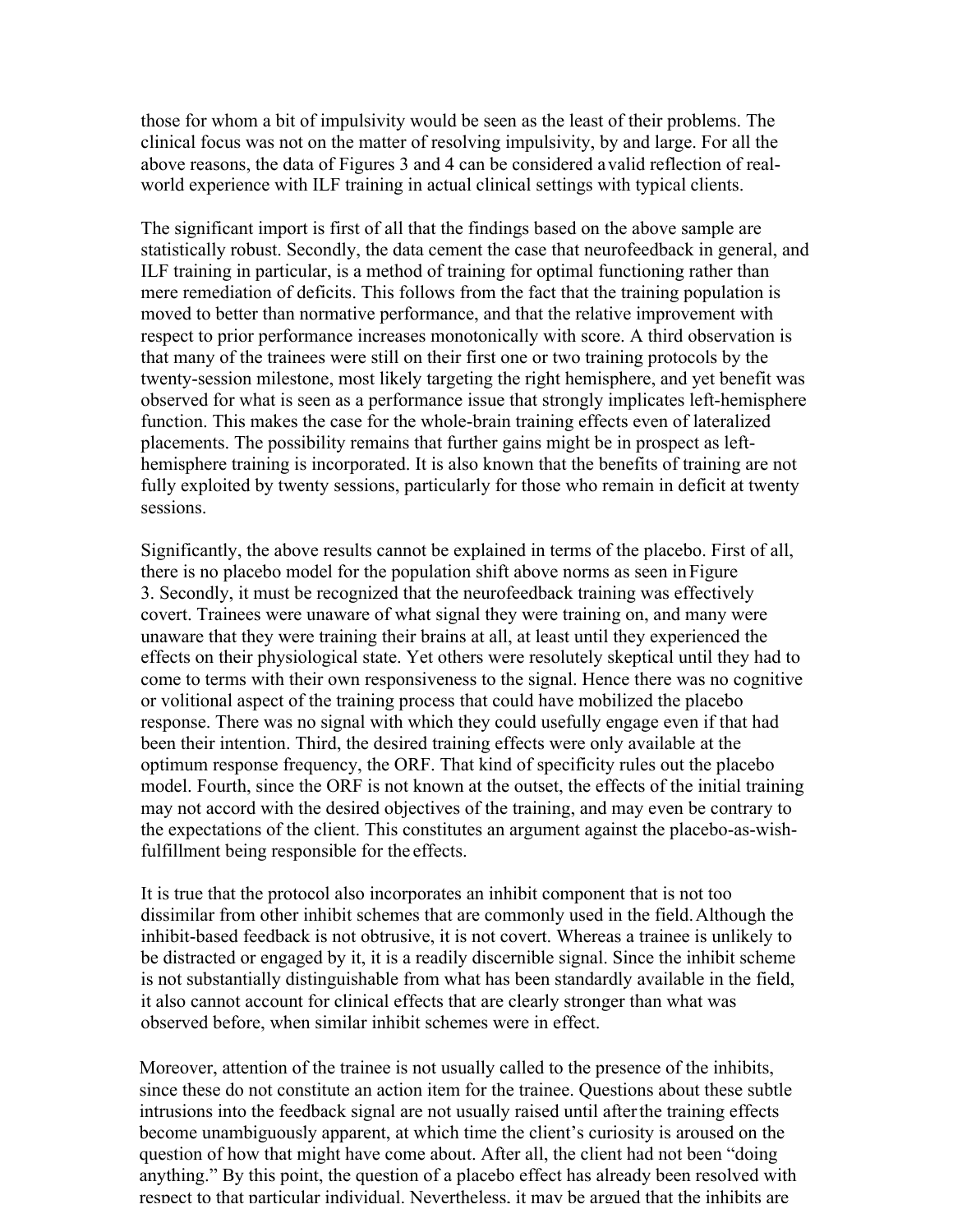those for whom a bit of impulsivity would be seen as the least of their problems. The clinical focus was not on the matter of resolving impulsivity, by and large. For all the above reasons, the data of Figures 3 and 4 can be considered a valid reflection of real-world experience with ILF training in actual clinical settings with typical clients.

The significant import is first of all that the findings based on the above sample are statistically robust. Secondly, the data cement the case that neurofeedback in general, and ILF training in particular, is a method of training for optimal functioning rather than mere remediation of deficits. This follows from the fact that the training population is moved to better than normative performance, and that the relative improvement with respect to prior performance increases monotonically with score. A third observation is that many of the trainees were still on their first one or two training protocols by the twenty-session milestone, most likely targeting the right hemisphere, and yet benefit was observed for what is seen as a performance issue that strongly implicates left-hemisphere function. This makes the case for the whole-brain training effects even of lateralized placements. The possibility remains that further gains might be in prospect as left-hemisphere training is incorporated. It is also known that the benefits of training are not fully exploited by twenty sessions, particularly for those who remain in deficit at twenty sessions.

Significantly, the above results cannot be explained in terms of the placebo. First of all, there is no placebo model for the population shift above norms as seen in Figure 3. Secondly, it must be recognized that the neurofeedback training was effectively covert. Trainees were unaware of what signal they were training on, and many were unaware that they were training their brains at all, at least until they experienced the effects on their physiological state. Yet others were resolutely skeptical until they had to come to terms with their own responsiveness to the signal. Hence there was no cognitive or volitional aspect of the training process that could have mobilized the placebo response. There was no signal with which they could usefully engage even if that had been their intention. Third, the desired training effects were only available at the optimum response frequency, the ORF. That kind of specificity rules out the placebo model. Fourth, since the ORF is not known at the outset, the effects of the initial training may not accord with the desired objectives of the training, and may even be contrary to the expectations of the client. This constitutes an argument against the placebo-as-wish-fulfillment being responsible for the effects.

It is true that the protocol also incorporates an inhibit component that is not too dissimilar from other inhibit schemes that are commonly used in the field. Although the inhibit-based feedback is not obtrusive, it is not covert. Whereas a trainee is unlikely to be distracted or engaged by it, it is a readily discernible signal. Since the inhibit scheme is not substantially distinguishable from what has been standardly available in the field, it also cannot account for clinical effects that are clearly stronger than what was observed before, when similar inhibit schemes were in effect.

Moreover, attention of the trainee is not usually called to the presence of the inhibits, since these do not constitute an action item for the trainee. Questions about these subtle intrusions into the feedback signal are not usually raised until after the training effects become unambiguously apparent, at which time the client's curiosity is aroused on the question of how that might have come about. After all, the client had not been "doing anything." By this point, the question of a placebo effect has already been resolved with respect to that particular individual. Nevertheless, it may be argued that the inhibits are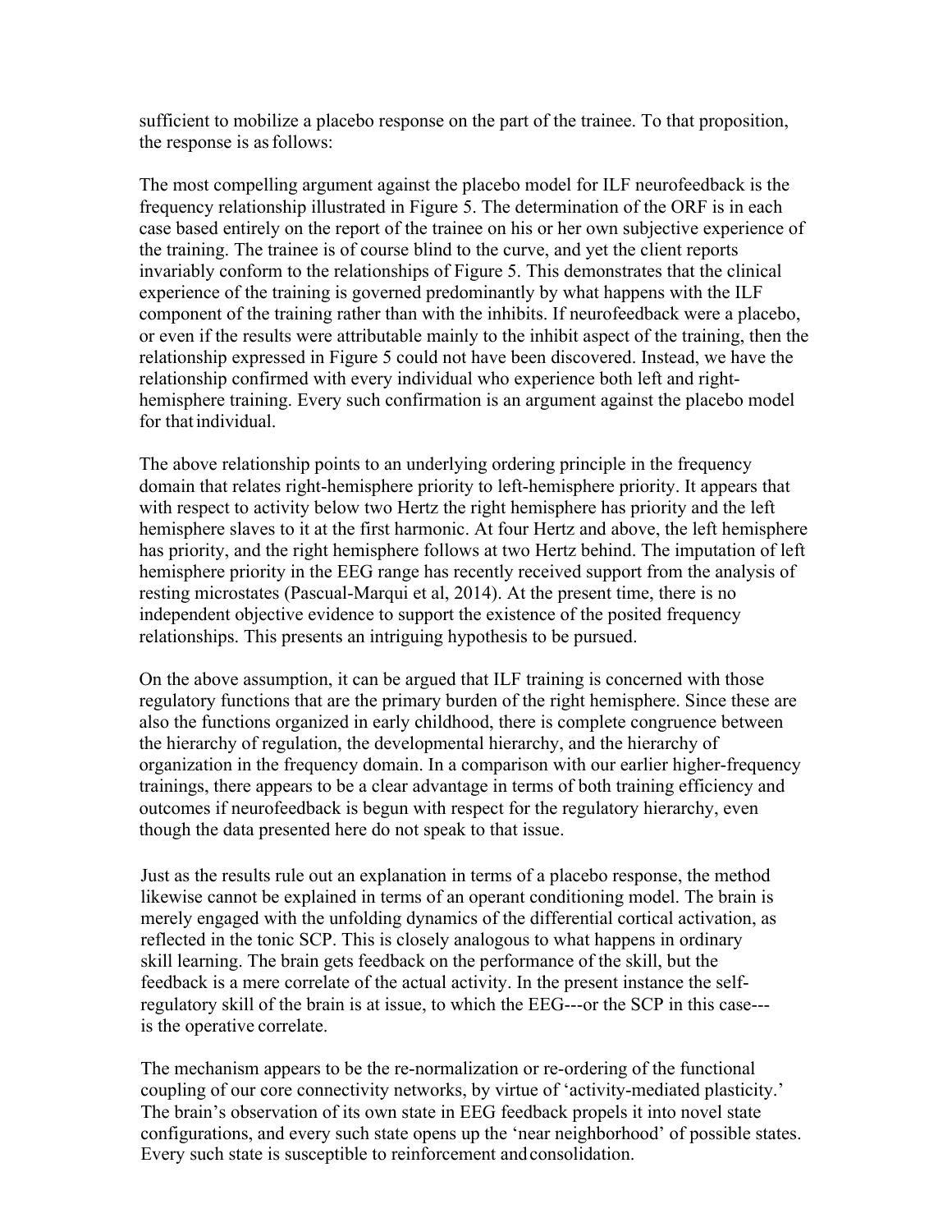sufficient to mobilize a placebo response on the part of the trainee. To that proposition, the response is as follows:

The most compelling argument against the placebo model for ILF neurofeedback is the frequency relationship illustrated in Figure 5. The determination of the ORF is in each case based entirely on the report of the trainee on his or her own subjective experience of the training. The trainee is of course blind to the curve, and yet the client reports invariably conform to the relationships of Figure 5. This demonstrates that the clinical experience of the training is governed predominantly by what happens with the ILF component of the training rather than with the inhibits. If neurofeedback were a placebo, or even if the results were attributable mainly to the inhibit aspect of the training, then the relationship expressed in Figure 5 could not have been discovered. Instead, we have the relationship confirmed with every individual who experience both left and right-hemisphere training. Every such confirmation is an argument against the placebo model for that individual.

The above relationship points to an underlying ordering principle in the frequency domain that relates right-hemisphere priority to left-hemisphere priority. It appears that with respect to activity below two Hertz the right hemisphere has priority and the left hemisphere slaves to it at the first harmonic. At four Hertz and above, the left hemisphere has priority, and the right hemisphere follows at two Hertz behind. The imputation of left hemisphere priority in the EEG range has recently received support from the analysis of resting microstates (Pascual-Marqui et al, 2014). At the present time, there is no independent objective evidence to support the existence of the posited frequency relationships. This presents an intriguing hypothesis to be pursued.

On the above assumption, it can be argued that ILF training is concerned with those regulatory functions that are the primary burden of the right hemisphere. Since these are also the functions organized in early childhood, there is complete congruence between the hierarchy of regulation, the developmental hierarchy, and the hierarchy of organization in the frequency domain. In a comparison with our earlier higher-frequency trainings, there appears to be a clear advantage in terms of both training efficiency and outcomes if neurofeedback is begun with respect for the regulatory hierarchy, even though the data presented here do not speak to that issue.

Just as the results rule out an explanation in terms of a placebo response, the method likewise cannot be explained in terms of an operant conditioning model. The brain is merely engaged with the unfolding dynamics of the differential cortical activation, as reflected in the tonic SCP. This is closely analogous to what happens in ordinary skill learning. The brain gets feedback on the performance of the skill, but the feedback is a mere correlate of the actual activity. In the present instance the self-regulatory skill of the brain is at issue, to which the EEG---or the SCP in this case---is the operative correlate.

The mechanism appears to be the re-normalization or re-ordering of the functional coupling of our core connectivity networks, by virtue of 'activity-mediated plasticity.' The brain's observation of its own state in EEG feedback propels it into novel state configurations, and every such state opens up the 'near neighborhood' of possible states. Every such state is susceptible to reinforcement and consolidation.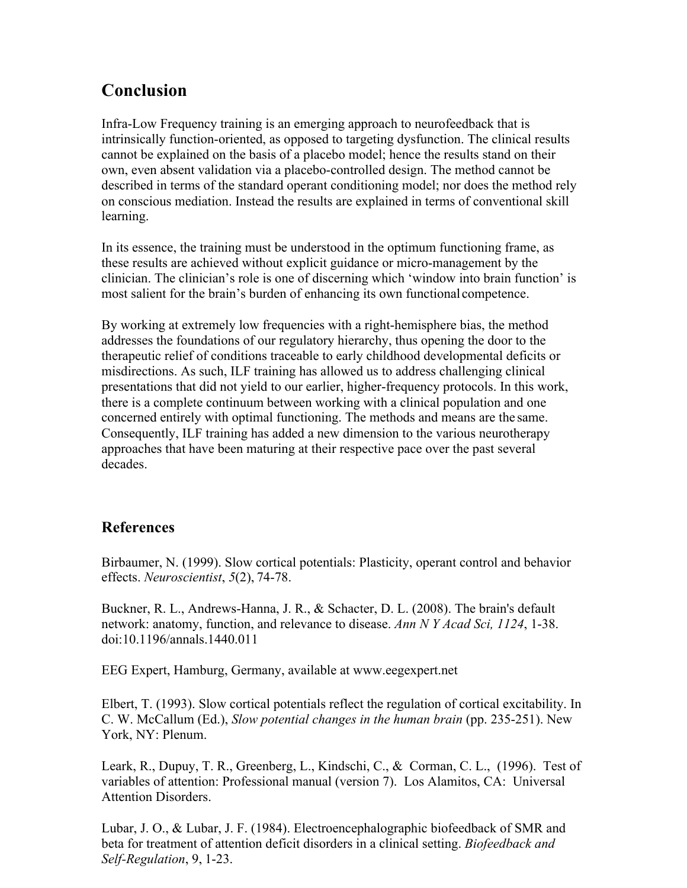## Conclusion

Infra-Low Frequency training is an emerging approach to neurofeedback that is intrinsically function-oriented, as opposed to targeting dysfunction. The clinical results cannot be explained on the basis of a placebo model; hence the results stand on their own, even absent validation via a placebo-controlled design. The method cannot be described in terms of the standard operant conditioning model; nor does the method rely on conscious mediation. Instead the results are explained in terms of conventional skill learning.

In its essence, the training must be understood in the optimum functioning frame, as these results are achieved without explicit guidance or micro-management by the clinician. The clinician's role is one of discerning which 'window into brain function' is most salient for the brain's burden of enhancing its own functional competence.

By working at extremely low frequencies with a right-hemisphere bias, the method addresses the foundations of our regulatory hierarchy, thus opening the door to the therapeutic relief of conditions traceable to early childhood developmental deficits or misdirections. As such, ILF training has allowed us to address challenging clinical presentations that did not yield to our earlier, higher-frequency protocols. In this work, there is a complete continuum between working with a clinical population and one concerned entirely with optimal functioning. The methods and means are the same. Consequently, ILF training has added a new dimension to the various neurotherapy approaches that have been maturing at their respective pace over the past several decades.

## References

Birbaumer, N. (1999). Slow cortical potentials: Plasticity, operant control and behavior effects. *Neuroscientist*, *5*(2), 74-78.

Buckner, R. L., Andrews-Hanna, J. R., & Schacter, D. L. (2008). The brain's default network: anatomy, function, and relevance to disease. *Ann N Y Acad Sci, 1124*, 1-38. doi:10.1196/annals.1440.011

EEG Expert, Hamburg, Germany, available at www.eegexpert.net

Elbert, T. (1993). Slow cortical potentials reflect the regulation of cortical excitability. In C. W. McCallum (Ed.), *Slow potential changes in the human brain* (pp. 235-251). New York, NY: Plenum.

Leark, R., Dupuy, T. R., Greenberg, L., Kindschi, C., & Corman, C. L., (1996). Test of variables of attention: Professional manual (version 7). Los Alamitos, CA: Universal Attention Disorders.

Lubar, J. O., & Lubar, J. F. (1984). Electroencephalographic biofeedback of SMR and beta for treatment of attention deficit disorders in a clinical setting. *Biofeedback and Self-Regulation*, 9, 1-23.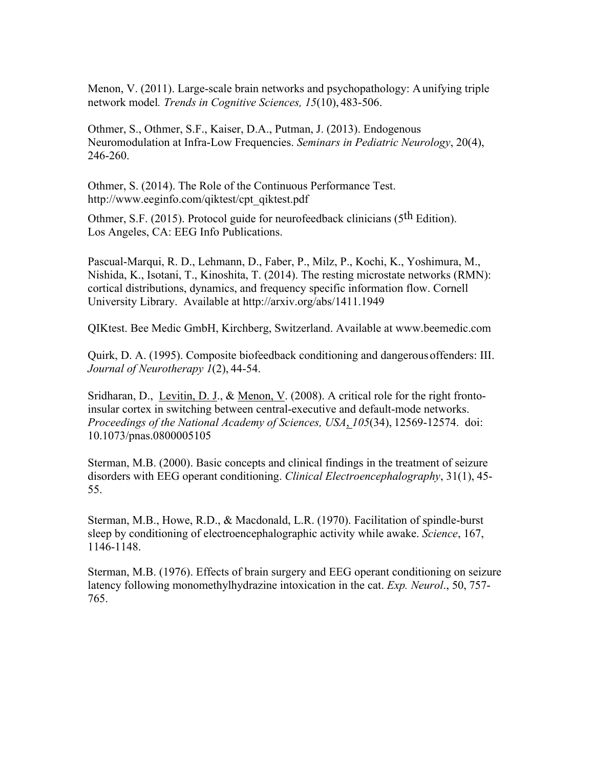Menon, V. (2011). Large-scale brain networks and psychopathology: A unifying triple network model*. Trends in Cognitive Sciences, 15*(10), 483-506.

Othmer, S., Othmer, S.F., Kaiser, D.A., Putman, J. (2013). Endogenous Neuromodulation at Infra-Low Frequencies. *Seminars in Pediatric Neurology*, 20(4), 246-260.

Othmer, S. (2014). The Role of the Continuous Performance Test. http://www.eeginfo.com/qiktest/cpt_qiktest.pdf

Othmer, S.F. (2015). Protocol guide for neurofeedback clinicians (5th Edition). Los Angeles, CA: EEG Info Publications.

Pascual-Marqui, R. D., Lehmann, D., Faber, P., Milz, P., Kochi, K., Yoshimura, M., Nishida, K., Isotani, T., Kinoshita, T. (2014). The resting microstate networks (RMN): cortical distributions, dynamics, and frequency specific information flow. Cornell University Library. Available at http://arxiv.org/abs/1411.1949

QIKtest. Bee Medic GmbH, Kirchberg, Switzerland. Available at www.beemedic.com

Quirk, D. A. (1995). Composite biofeedback conditioning and dangerous offenders: III. *Journal of Neurotherapy 1*(2), 44-54.

Sridharan, D., Levitin, D. J., & Menon, V. (2008). A critical role for the right fronto-insular cortex in switching between central-executive and default-mode networks. *Proceedings of the National Academy of Sciences, USA, 105*(34), 12569-12574. doi: 10.1073/pnas.0800005105

Sterman, M.B. (2000). Basic concepts and clinical findings in the treatment of seizure disorders with EEG operant conditioning. *Clinical Electroencephalography*, 31(1), 45-55.

Sterman, M.B., Howe, R.D., & Macdonald, L.R. (1970). Facilitation of spindle-burst sleep by conditioning of electroencephalographic activity while awake. *Science*, 167, 1146-1148.

Sterman, M.B. (1976). Effects of brain surgery and EEG operant conditioning on seizure latency following monomethylhydrazine intoxication in the cat. *Exp. Neurol*., 50, 757-765.